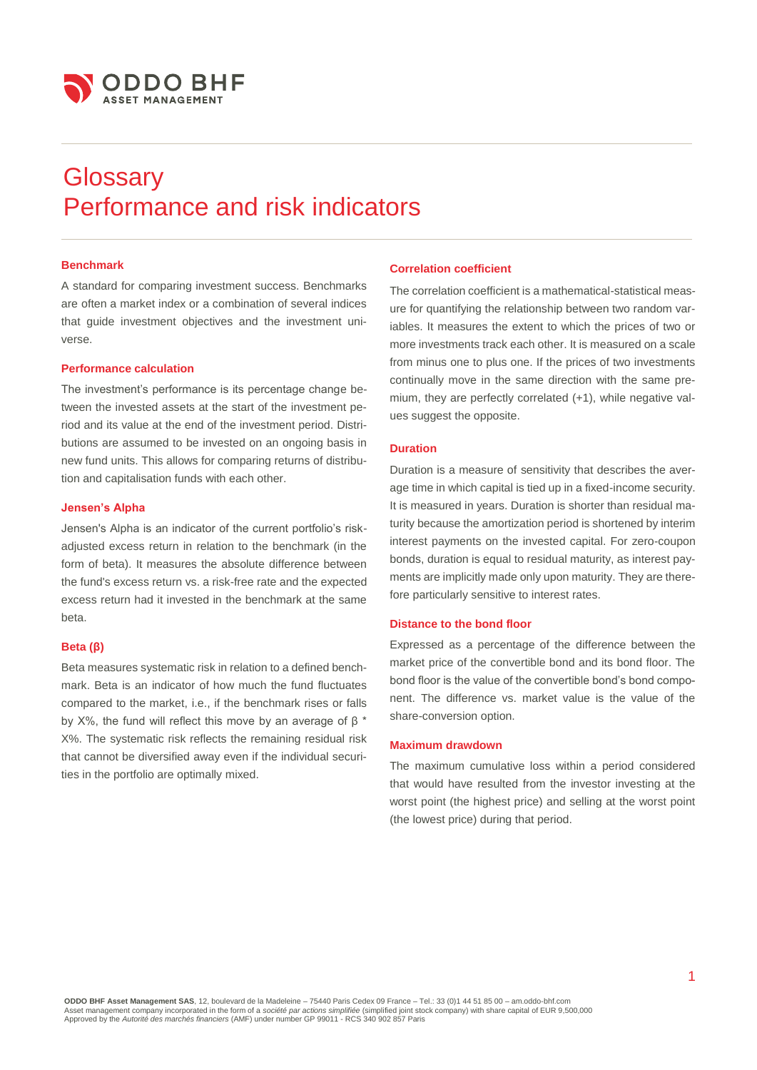# Glossary
# Performance and risk indicators

### Benchmark

A standard for comparing investment success. Benchmarks are often a market index or a combination of several indices that guide investment objectives and the investment universe.

### Performance calculation

The investment's performance is its percentage change between the invested assets at the start of the investment period and its value at the end of the investment period. Distributions are assumed to be invested on an ongoing basis in new fund units. This allows for comparing returns of distribution and capitalisation funds with each other.

### Jensen's Alpha

Jensen's Alpha is an indicator of the current portfolio's risk-adjusted excess return in relation to the benchmark (in the form of beta). It measures the absolute difference between the fund's excess return vs. a risk-free rate and the expected excess return had it invested in the benchmark at the same beta.

### Beta (β)

Beta measures systematic risk in relation to a defined benchmark. Beta is an indicator of how much the fund fluctuates compared to the market, i.e., if the benchmark rises or falls by X%, the fund will reflect this move by an average of $\beta$ * X%. The systematic risk reflects the remaining residual risk that cannot be diversified away even if the individual securities in the portfolio are optimally mixed.

### Correlation coefficient

The correlation coefficient is a mathematical-statistical measure for quantifying the relationship between two random variables. It measures the extent to which the prices of two or more investments track each other. It is measured on a scale from minus one to plus one. If the prices of two investments continually move in the same direction with the same premium, they are perfectly correlated (+1), while negative values suggest the opposite.

### Duration

Duration is a measure of sensitivity that describes the average time in which capital is tied up in a fixed-income security. It is measured in years. Duration is shorter than residual maturity because the amortization period is shortened by interim interest payments on the invested capital. For zero-coupon bonds, duration is equal to residual maturity, as interest payments are implicitly made only upon maturity. They are therefore particularly sensitive to interest rates.

### Distance to the bond floor

Expressed as a percentage of the difference between the market price of the convertible bond and its bond floor. The bond floor is the value of the convertible bond's bond component. The difference vs. market value is the value of the share-conversion option.

### Maximum drawdown

The maximum cumulative loss within a period considered that would have resulted from the investor investing at the worst point (the highest price) and selling at the worst point (the lowest price) during that period.

**ODDO BHF Asset Management SAS**, 12, boulevard de la Madeleine – 75440 Paris Cedex 09 France – Tel.: 33 (0)1 44 51 85 00 – am.oddo-bhf.com
Asset management company incorporated in the form of a *société par actions simplifiée* (simplified joint stock company) with share capital of EUR 9,500,000
Approved by the *Autorité des marchés financiers* (AMF) under number GP 99011 - RCS 340 902 857 Paris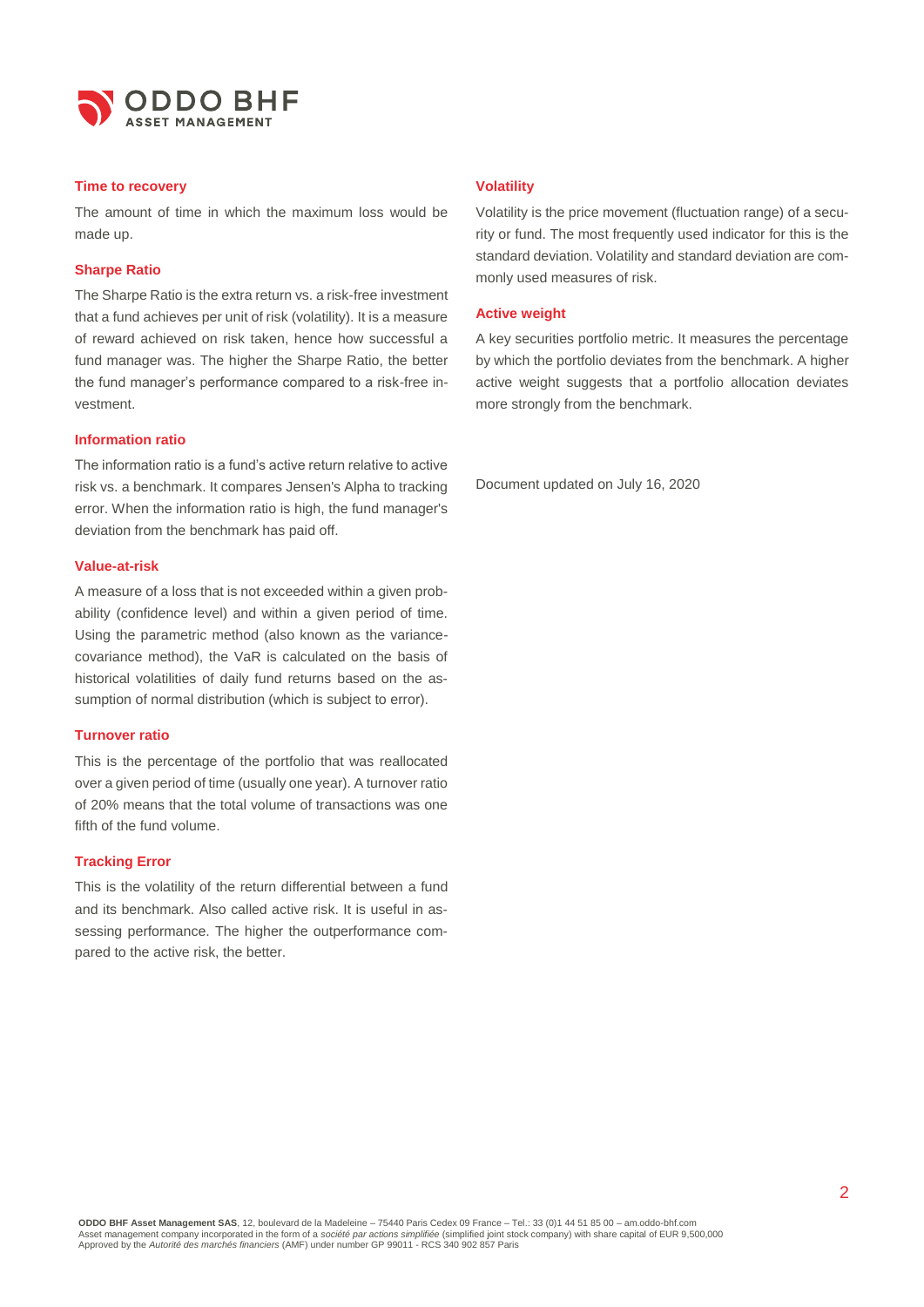### Time to recovery

The amount of time in which the maximum loss would be made up.

### Sharpe Ratio

The Sharpe Ratio is the extra return vs. a risk-free investment that a fund achieves per unit of risk (volatility). It is a measure of reward achieved on risk taken, hence how successful a fund manager was. The higher the Sharpe Ratio, the better the fund manager's performance compared to a risk-free investment.

### Information ratio

The information ratio is a fund's active return relative to active risk vs. a benchmark. It compares Jensen's Alpha to tracking error. When the information ratio is high, the fund manager's deviation from the benchmark has paid off.

### Value-at-risk

A measure of a loss that is not exceeded within a given probability (confidence level) and within a given period of time. Using the parametric method (also known as the variance-covariance method), the VaR is calculated on the basis of historical volatilities of daily fund returns based on the assumption of normal distribution (which is subject to error).

### Turnover ratio

This is the percentage of the portfolio that was reallocated over a given period of time (usually one year). A turnover ratio of 20% means that the total volume of transactions was one fifth of the fund volume.

### Tracking Error

This is the volatility of the return differential between a fund and its benchmark. Also called active risk. It is useful in assessing performance. The higher the outperformance compared to the active risk, the better.

### Volatility

Volatility is the price movement (fluctuation range) of a security or fund. The most frequently used indicator for this is the standard deviation. Volatility and standard deviation are commonly used measures of risk.

### Active weight

A key securities portfolio metric. It measures the percentage by which the portfolio deviates from the benchmark. A higher active weight suggests that a portfolio allocation deviates more strongly from the benchmark.

Document updated on July 16, 2020

**ODDO BHF Asset Management SAS**, 12, boulevard de la Madeleine – 75440 Paris Cedex 09 France – Tel.: 33 (0)1 44 51 85 00 – am.oddo-bhf.com
Asset management company incorporated in the form of a *société par actions simplifiée* (simplified joint stock company) with share capital of EUR 9,500,000
Approved by the *Autorité des marchés financiers* (AMF) under number GP 99011 - RCS 340 902 857 Paris